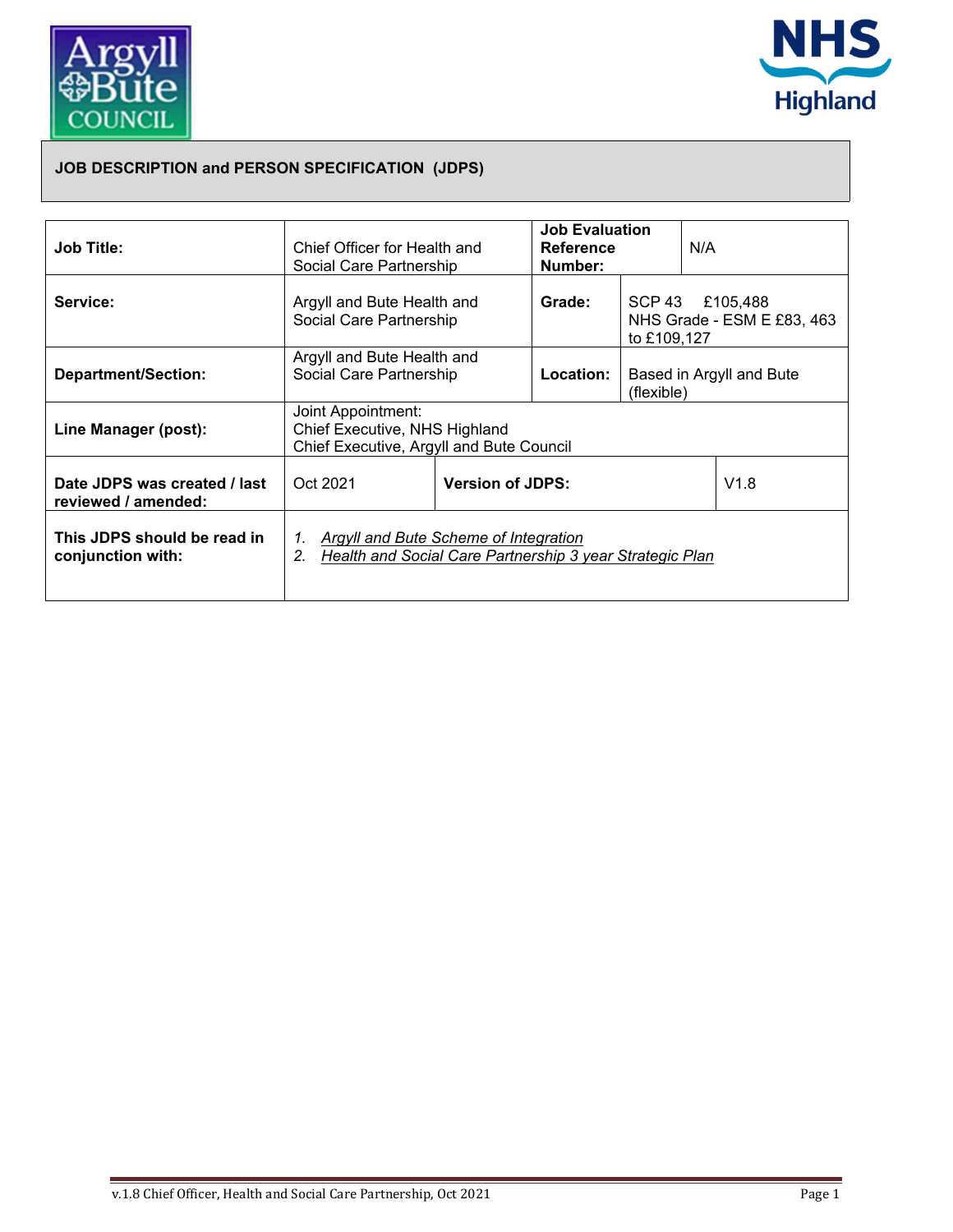## JOB DESCRIPTION and PERSON SPECIFICATION (JDPS)

| | | | | | |
|---|---|---|---|---|---|
| **Job Title:** | Chief Officer for Health and Social Care Partnership | | **Job Evaluation Reference Number:** | N/A | |
| **Service:** | Argyll and Bute Health and Social Care Partnership | | **Grade:** | SCP 43 £105,488<br>NHS Grade - ESM E £83, 463 to £109,127 | |
| **Department/Section:** | Argyll and Bute Health and Social Care Partnership | | **Location:** | Based in Argyll and Bute (flexible) | |
| **Line Manager (post):** | Joint Appointment:<br>Chief Executive, NHS Highland<br>Chief Executive, Argyll and Bute Council | | | | |
| **Date JDPS was created / last reviewed / amended:** | Oct 2021 | **Version of JDPS:** | | | V1.8 |
| **This JDPS should be read in conjunction with:** | 1. *Argyll and Bute Scheme of Integration*<br>2. *Health and Social Care Partnership 3 year Strategic Plan* | | | | |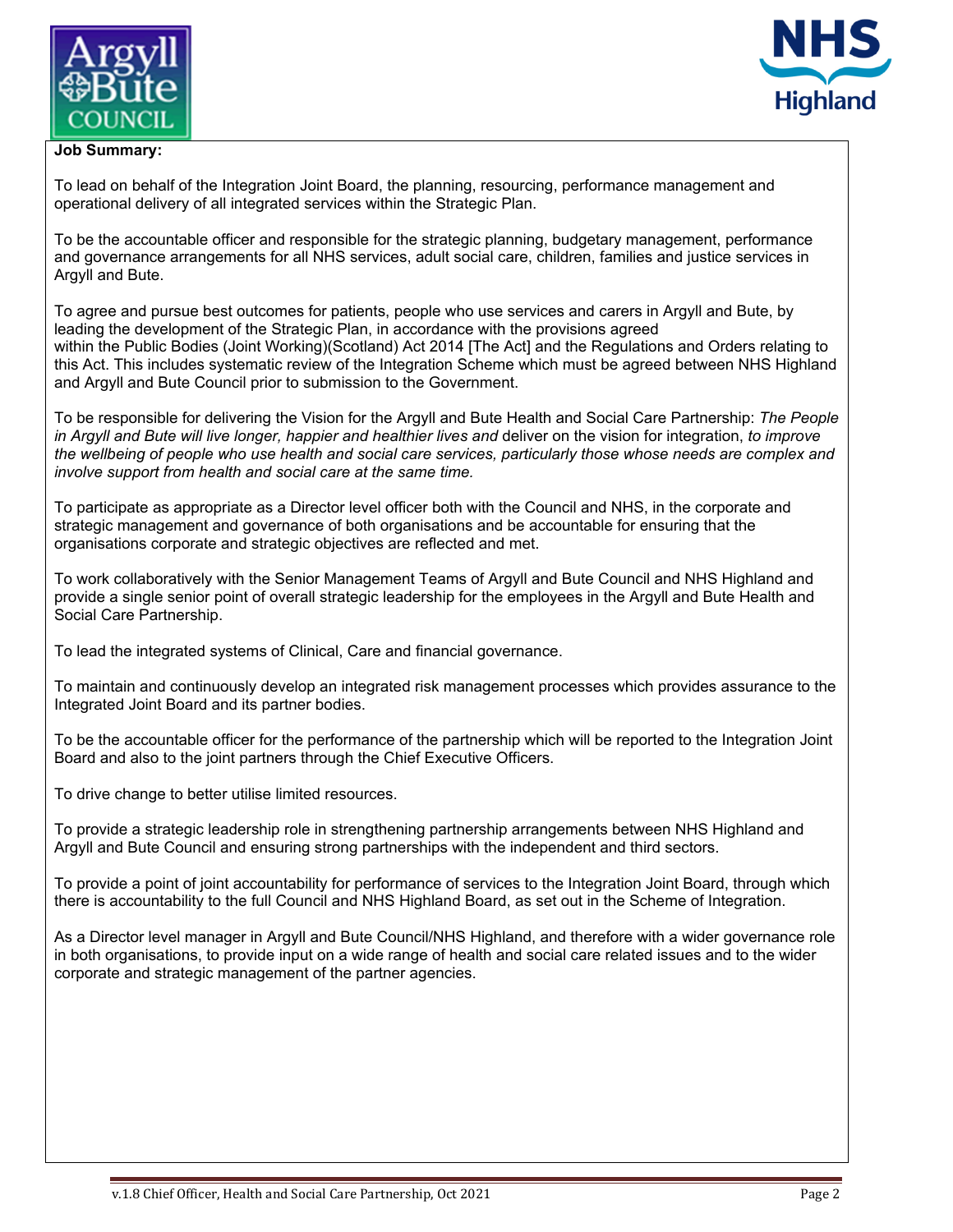**Job Summary:**

To lead on behalf of the Integration Joint Board, the planning, resourcing, performance management and operational delivery of all integrated services within the Strategic Plan.

To be the accountable officer and responsible for the strategic planning, budgetary management, performance and governance arrangements for all NHS services, adult social care, children, families and justice services in Argyll and Bute.

To agree and pursue best outcomes for patients, people who use services and carers in Argyll and Bute, by leading the development of the Strategic Plan, in accordance with the provisions agreed within the Public Bodies (Joint Working)(Scotland) Act 2014 [The Act] and the Regulations and Orders relating to this Act. This includes systematic review of the Integration Scheme which must be agreed between NHS Highland and Argyll and Bute Council prior to submission to the Government.

To be responsible for delivering the Vision for the Argyll and Bute Health and Social Care Partnership: *The People in Argyll and Bute will live longer, happier and healthier lives and* deliver on the vision for integration, *to improve the wellbeing of people who use health and social care services, particularly those whose needs are complex and involve support from health and social care at the same time.*

To participate as appropriate as a Director level officer both with the Council and NHS, in the corporate and strategic management and governance of both organisations and be accountable for ensuring that the organisations corporate and strategic objectives are reflected and met.

To work collaboratively with the Senior Management Teams of Argyll and Bute Council and NHS Highland and provide a single senior point of overall strategic leadership for the employees in the Argyll and Bute Health and Social Care Partnership.

To lead the integrated systems of Clinical, Care and financial governance.

To maintain and continuously develop an integrated risk management processes which provides assurance to the Integrated Joint Board and its partner bodies.

To be the accountable officer for the performance of the partnership which will be reported to the Integration Joint Board and also to the joint partners through the Chief Executive Officers.

To drive change to better utilise limited resources.

To provide a strategic leadership role in strengthening partnership arrangements between NHS Highland and Argyll and Bute Council and ensuring strong partnerships with the independent and third sectors.

To provide a point of joint accountability for performance of services to the Integration Joint Board, through which there is accountability to the full Council and NHS Highland Board, as set out in the Scheme of Integration.

As a Director level manager in Argyll and Bute Council/NHS Highland, and therefore with a wider governance role in both organisations, to provide input on a wide range of health and social care related issues and to the wider corporate and strategic management of the partner agencies.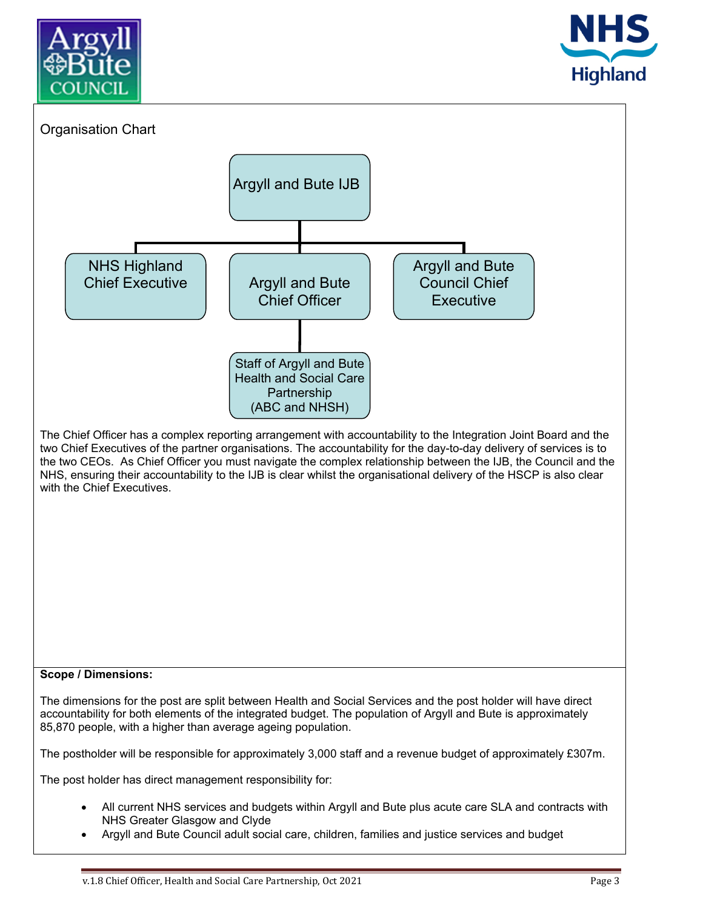Organisation Chart

- Argyll and Bute IJB
  - NHS Highland Chief Executive
  - Argyll and Bute Chief Officer
    - Staff of Argyll and Bute Health and Social Care Partnership (ABC and NHSH)
  - Argyll and Bute Council Chief Executive

The Chief Officer has a complex reporting arrangement with accountability to the Integration Joint Board and the two Chief Executives of the partner organisations. The accountability for the day-to-day delivery of services is to the two CEOs. As Chief Officer you must navigate the complex relationship between the IJB, the Council and the NHS, ensuring their accountability to the IJB is clear whilst the organisational delivery of the HSCP is also clear with the Chief Executives.

**Scope / Dimensions:**

The dimensions for the post are split between Health and Social Services and the post holder will have direct accountability for both elements of the integrated budget. The population of Argyll and Bute is approximately 85,870 people, with a higher than average ageing population.

The postholder will be responsible for approximately 3,000 staff and a revenue budget of approximately £307m.

The post holder has direct management responsibility for:

- All current NHS services and budgets within Argyll and Bute plus acute care SLA and contracts with NHS Greater Glasgow and Clyde
- Argyll and Bute Council adult social care, children, families and justice services and budget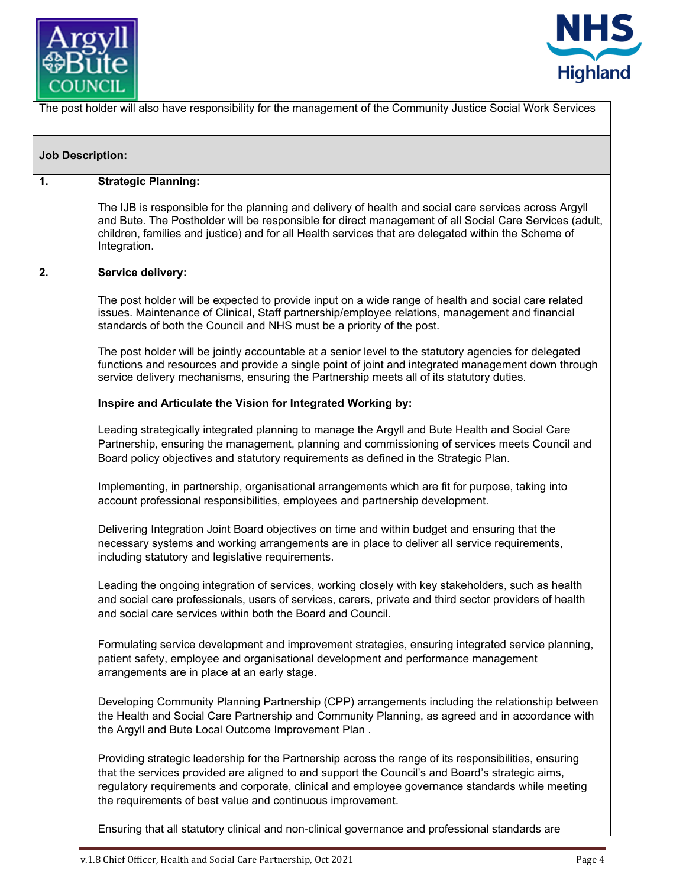The post holder will also have responsibility for the management of the Community Justice Social Work Services

**Job Description:**

| | |
|---|---|
| **1.** | **Strategic Planning:**<br><br>The IJB is responsible for the planning and delivery of health and social care services across Argyll and Bute. The Postholder will be responsible for direct management of all Social Care Services (adult, children, families and justice) and for all Health services that are delegated within the Scheme of Integration. |
| **2.** | **Service delivery:**<br><br>The post holder will be expected to provide input on a wide range of health and social care related issues. Maintenance of Clinical, Staff partnership/employee relations, management and financial standards of both the Council and NHS must be a priority of the post.<br><br>The post holder will be jointly accountable at a senior level to the statutory agencies for delegated functions and resources and provide a single point of joint and integrated management down through service delivery mechanisms, ensuring the Partnership meets all of its statutory duties.<br><br>**Inspire and Articulate the Vision for Integrated Working by:**<br><br>Leading strategically integrated planning to manage the Argyll and Bute Health and Social Care Partnership, ensuring the management, planning and commissioning of services meets Council and Board policy objectives and statutory requirements as defined in the Strategic Plan.<br><br>Implementing, in partnership, organisational arrangements which are fit for purpose, taking into account professional responsibilities, employees and partnership development.<br><br>Delivering Integration Joint Board objectives on time and within budget and ensuring that the necessary systems and working arrangements are in place to deliver all service requirements, including statutory and legislative requirements.<br><br>Leading the ongoing integration of services, working closely with key stakeholders, such as health and social care professionals, users of services, carers, private and third sector providers of health and social care services within both the Board and Council.<br><br>Formulating service development and improvement strategies, ensuring integrated service planning, patient safety, employee and organisational development and performance management arrangements are in place at an early stage.<br><br>Developing Community Planning Partnership (CPP) arrangements including the relationship between the Health and Social Care Partnership and Community Planning, as agreed and in accordance with the Argyll and Bute Local Outcome Improvement Plan .<br><br>Providing strategic leadership for the Partnership across the range of its responsibilities, ensuring that the services provided are aligned to and support the Council's and Board's strategic aims, regulatory requirements and corporate, clinical and employee governance standards while meeting the requirements of best value and continuous improvement.<br><br>Ensuring that all statutory clinical and non-clinical governance and professional standards are |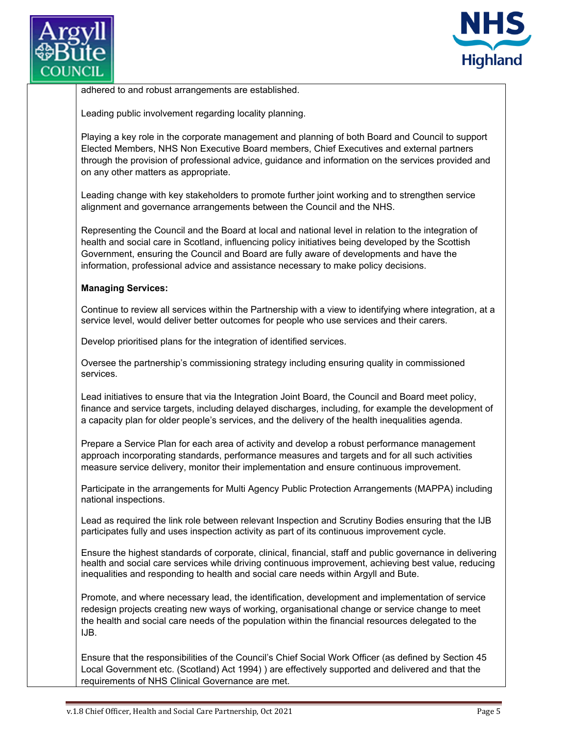adhered to and robust arrangements are established.

Leading public involvement regarding locality planning.

Playing a key role in the corporate management and planning of both Board and Council to support Elected Members, NHS Non Executive Board members, Chief Executives and external partners through the provision of professional advice, guidance and information on the services provided and on any other matters as appropriate.

Leading change with key stakeholders to promote further joint working and to strengthen service alignment and governance arrangements between the Council and the NHS.

Representing the Council and the Board at local and national level in relation to the integration of health and social care in Scotland, influencing policy initiatives being developed by the Scottish Government, ensuring the Council and Board are fully aware of developments and have the information, professional advice and assistance necessary to make policy decisions.

**Managing Services:**

Continue to review all services within the Partnership with a view to identifying where integration, at a service level, would deliver better outcomes for people who use services and their carers.

Develop prioritised plans for the integration of identified services.

Oversee the partnership's commissioning strategy including ensuring quality in commissioned services.

Lead initiatives to ensure that via the Integration Joint Board, the Council and Board meet policy, finance and service targets, including delayed discharges, including, for example the development of a capacity plan for older people's services, and the delivery of the health inequalities agenda.

Prepare a Service Plan for each area of activity and develop a robust performance management approach incorporating standards, performance measures and targets and for all such activities measure service delivery, monitor their implementation and ensure continuous improvement.

Participate in the arrangements for Multi Agency Public Protection Arrangements (MAPPA) including national inspections.

Lead as required the link role between relevant Inspection and Scrutiny Bodies ensuring that the IJB participates fully and uses inspection activity as part of its continuous improvement cycle.

Ensure the highest standards of corporate, clinical, financial, staff and public governance in delivering health and social care services while driving continuous improvement, achieving best value, reducing inequalities and responding to health and social care needs within Argyll and Bute.

Promote, and where necessary lead, the identification, development and implementation of service redesign projects creating new ways of working, organisational change or service change to meet the health and social care needs of the population within the financial resources delegated to the IJB.

Ensure that the responsibilities of the Council's Chief Social Work Officer (as defined by Section 45 Local Government etc. (Scotland) Act 1994) ) are effectively supported and delivered and that the requirements of NHS Clinical Governance are met.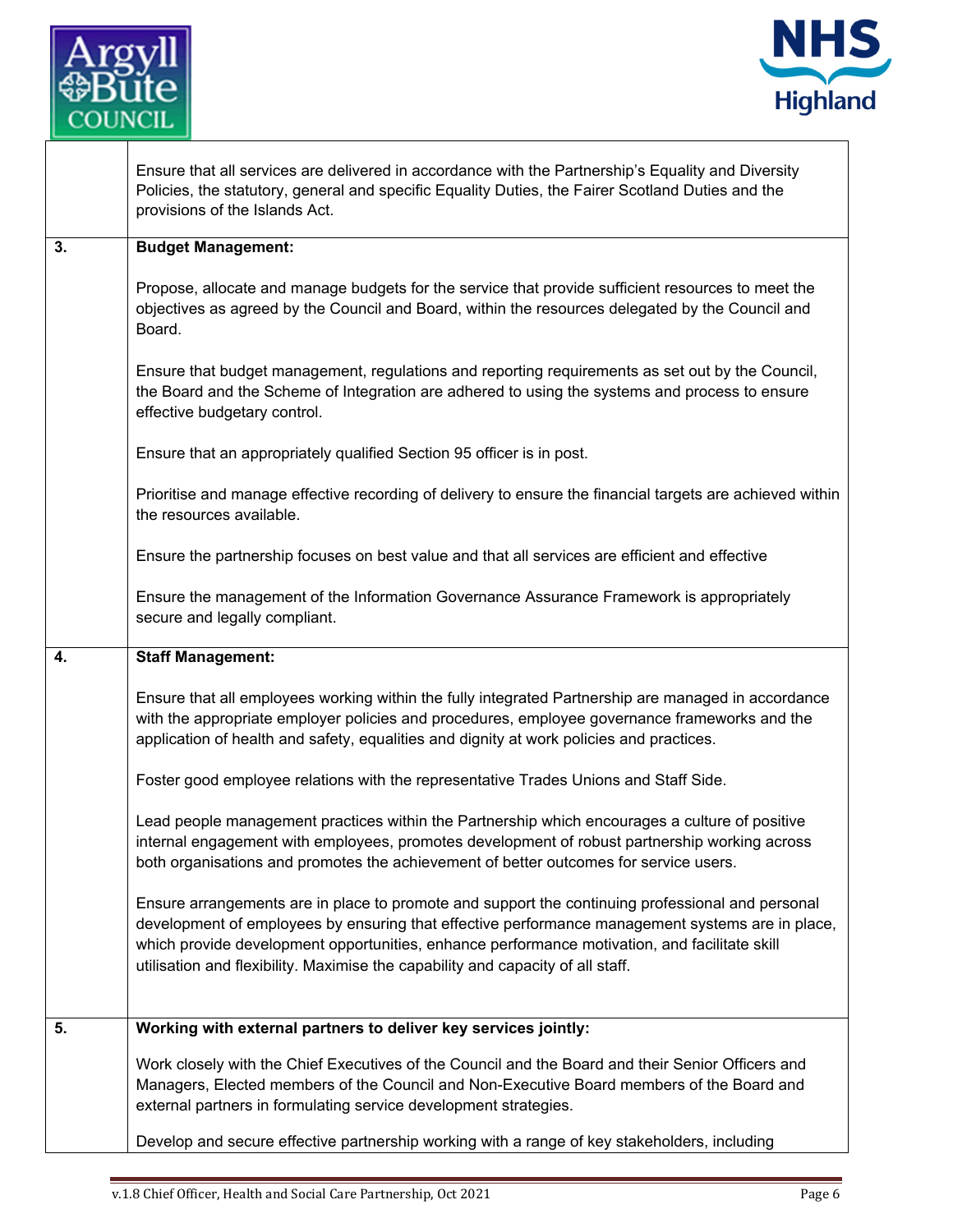| | |
|---|---|
| | Ensure that all services are delivered in accordance with the Partnership's Equality and Diversity Policies, the statutory, general and specific Equality Duties, the Fairer Scotland Duties and the provisions of the Islands Act. |
| **3.** | **Budget Management:**<br><br>Propose, allocate and manage budgets for the service that provide sufficient resources to meet the objectives as agreed by the Council and Board, within the resources delegated by the Council and Board.<br><br>Ensure that budget management, regulations and reporting requirements as set out by the Council, the Board and the Scheme of Integration are adhered to using the systems and process to ensure effective budgetary control.<br><br>Ensure that an appropriately qualified Section 95 officer is in post.<br><br>Prioritise and manage effective recording of delivery to ensure the financial targets are achieved within the resources available.<br><br>Ensure the partnership focuses on best value and that all services are efficient and effective<br><br>Ensure the management of the Information Governance Assurance Framework is appropriately secure and legally compliant. |
| **4.** | **Staff Management:**<br><br>Ensure that all employees working within the fully integrated Partnership are managed in accordance with the appropriate employer policies and procedures, employee governance frameworks and the application of health and safety, equalities and dignity at work policies and practices.<br><br>Foster good employee relations with the representative Trades Unions and Staff Side.<br><br>Lead people management practices within the Partnership which encourages a culture of positive internal engagement with employees, promotes development of robust partnership working across both organisations and promotes the achievement of better outcomes for service users.<br><br>Ensure arrangements are in place to promote and support the continuing professional and personal development of employees by ensuring that effective performance management systems are in place, which provide development opportunities, enhance performance motivation, and facilitate skill utilisation and flexibility. Maximise the capability and capacity of all staff. |
| **5.** | **Working with external partners to deliver key services jointly:**<br><br>Work closely with the Chief Executives of the Council and the Board and their Senior Officers and Managers, Elected members of the Council and Non-Executive Board members of the Board and external partners in formulating service development strategies.<br><br>Develop and secure effective partnership working with a range of key stakeholders, including |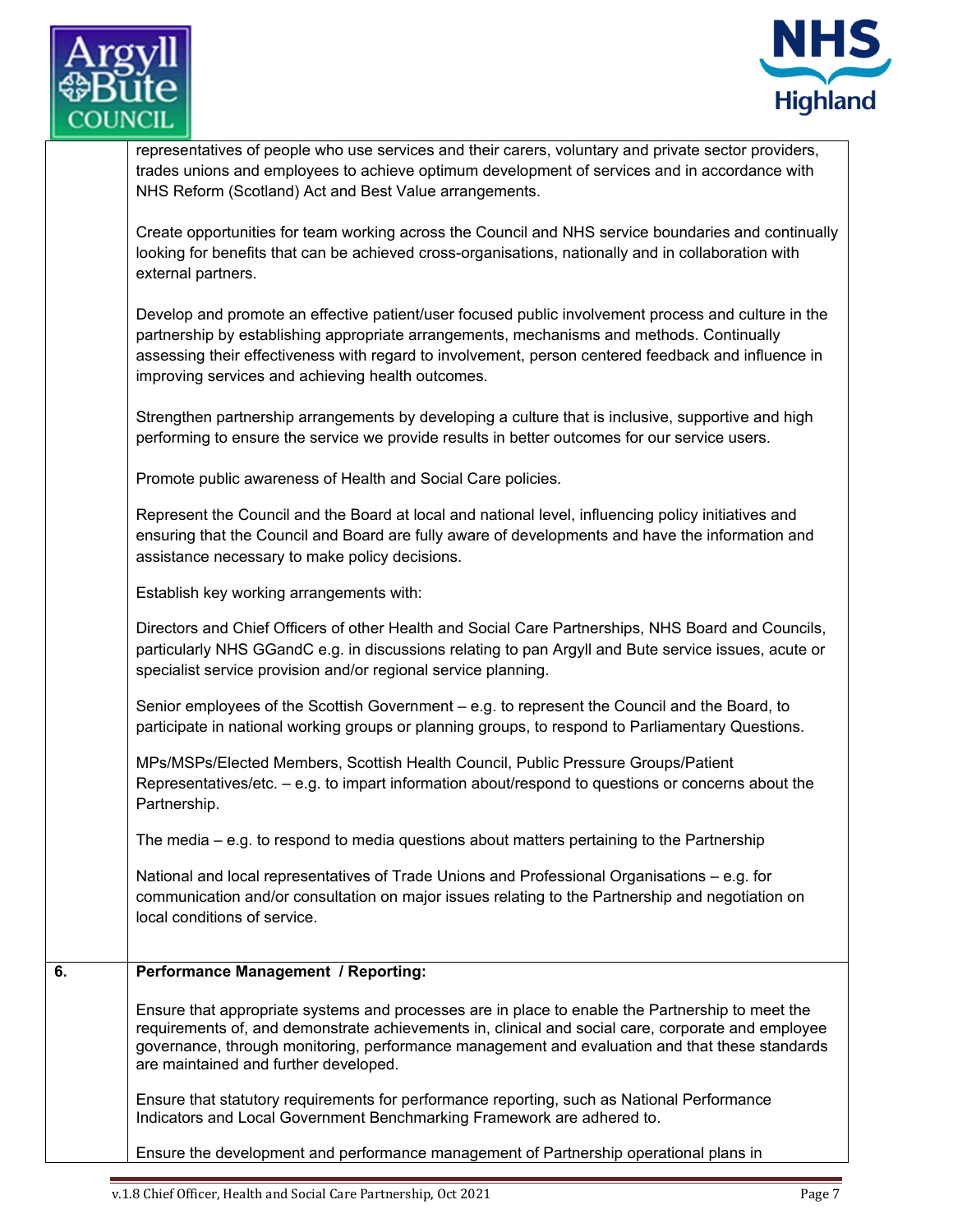representatives of people who use services and their carers, voluntary and private sector providers, trades unions and employees to achieve optimum development of services and in accordance with NHS Reform (Scotland) Act and Best Value arrangements.

Create opportunities for team working across the Council and NHS service boundaries and continually looking for benefits that can be achieved cross-organisations, nationally and in collaboration with external partners.

Develop and promote an effective patient/user focused public involvement process and culture in the partnership by establishing appropriate arrangements, mechanisms and methods. Continually assessing their effectiveness with regard to involvement, person centered feedback and influence in improving services and achieving health outcomes.

Strengthen partnership arrangements by developing a culture that is inclusive, supportive and high performing to ensure the service we provide results in better outcomes for our service users.

Promote public awareness of Health and Social Care policies.

Represent the Council and the Board at local and national level, influencing policy initiatives and ensuring that the Council and Board are fully aware of developments and have the information and assistance necessary to make policy decisions.

Establish key working arrangements with:

Directors and Chief Officers of other Health and Social Care Partnerships, NHS Board and Councils, particularly NHS GGandC e.g. in discussions relating to pan Argyll and Bute service issues, acute or specialist service provision and/or regional service planning.

Senior employees of the Scottish Government – e.g. to represent the Council and the Board, to participate in national working groups or planning groups, to respond to Parliamentary Questions.

MPs/MSPs/Elected Members, Scottish Health Council, Public Pressure Groups/Patient Representatives/etc. – e.g. to impart information about/respond to questions or concerns about the Partnership.

The media – e.g. to respond to media questions about matters pertaining to the Partnership

National and local representatives of Trade Unions and Professional Organisations – e.g. for communication and/or consultation on major issues relating to the Partnership and negotiation on local conditions of service.

**6. Performance Management / Reporting:**

Ensure that appropriate systems and processes are in place to enable the Partnership to meet the requirements of, and demonstrate achievements in, clinical and social care, corporate and employee governance, through monitoring, performance management and evaluation and that these standards are maintained and further developed.

Ensure that statutory requirements for performance reporting, such as National Performance Indicators and Local Government Benchmarking Framework are adhered to.

Ensure the development and performance management of Partnership operational plans in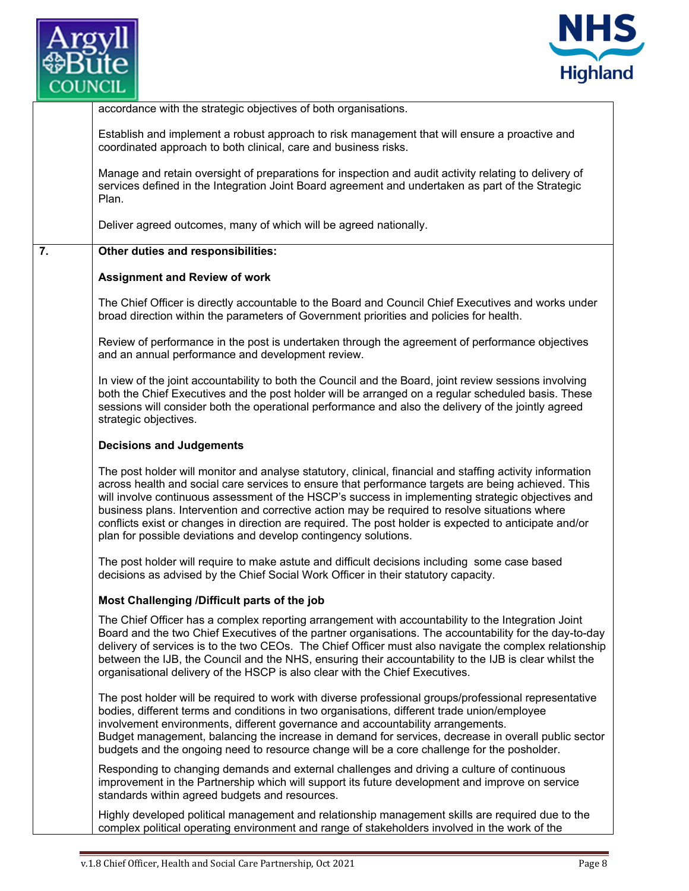accordance with the strategic objectives of both organisations.

Establish and implement a robust approach to risk management that will ensure a proactive and coordinated approach to both clinical, care and business risks.

Manage and retain oversight of preparations for inspection and audit activity relating to delivery of services defined in the Integration Joint Board agreement and undertaken as part of the Strategic Plan.

Deliver agreed outcomes, many of which will be agreed nationally.

**7. Other duties and responsibilities:**

**Assignment and Review of work**

The Chief Officer is directly accountable to the Board and Council Chief Executives and works under broad direction within the parameters of Government priorities and policies for health.

Review of performance in the post is undertaken through the agreement of performance objectives and an annual performance and development review.

In view of the joint accountability to both the Council and the Board, joint review sessions involving both the Chief Executives and the post holder will be arranged on a regular scheduled basis. These sessions will consider both the operational performance and also the delivery of the jointly agreed strategic objectives.

**Decisions and Judgements**

The post holder will monitor and analyse statutory, clinical, financial and staffing activity information across health and social care services to ensure that performance targets are being achieved. This will involve continuous assessment of the HSCP's success in implementing strategic objectives and business plans. Intervention and corrective action may be required to resolve situations where conflicts exist or changes in direction are required. The post holder is expected to anticipate and/or plan for possible deviations and develop contingency solutions.

The post holder will require to make astute and difficult decisions including some case based decisions as advised by the Chief Social Work Officer in their statutory capacity.

**Most Challenging /Difficult parts of the job**

The Chief Officer has a complex reporting arrangement with accountability to the Integration Joint Board and the two Chief Executives of the partner organisations. The accountability for the day-to-day delivery of services is to the two CEOs. The Chief Officer must also navigate the complex relationship between the IJB, the Council and the NHS, ensuring their accountability to the IJB is clear whilst the organisational delivery of the HSCP is also clear with the Chief Executives.

The post holder will be required to work with diverse professional groups/professional representative bodies, different terms and conditions in two organisations, different trade union/employee involvement environments, different governance and accountability arrangements.
Budget management, balancing the increase in demand for services, decrease in overall public sector budgets and the ongoing need to resource change will be a core challenge for the posholder.

Responding to changing demands and external challenges and driving a culture of continuous improvement in the Partnership which will support its future development and improve on service standards within agreed budgets and resources.

Highly developed political management and relationship management skills are required due to the complex political operating environment and range of stakeholders involved in the work of the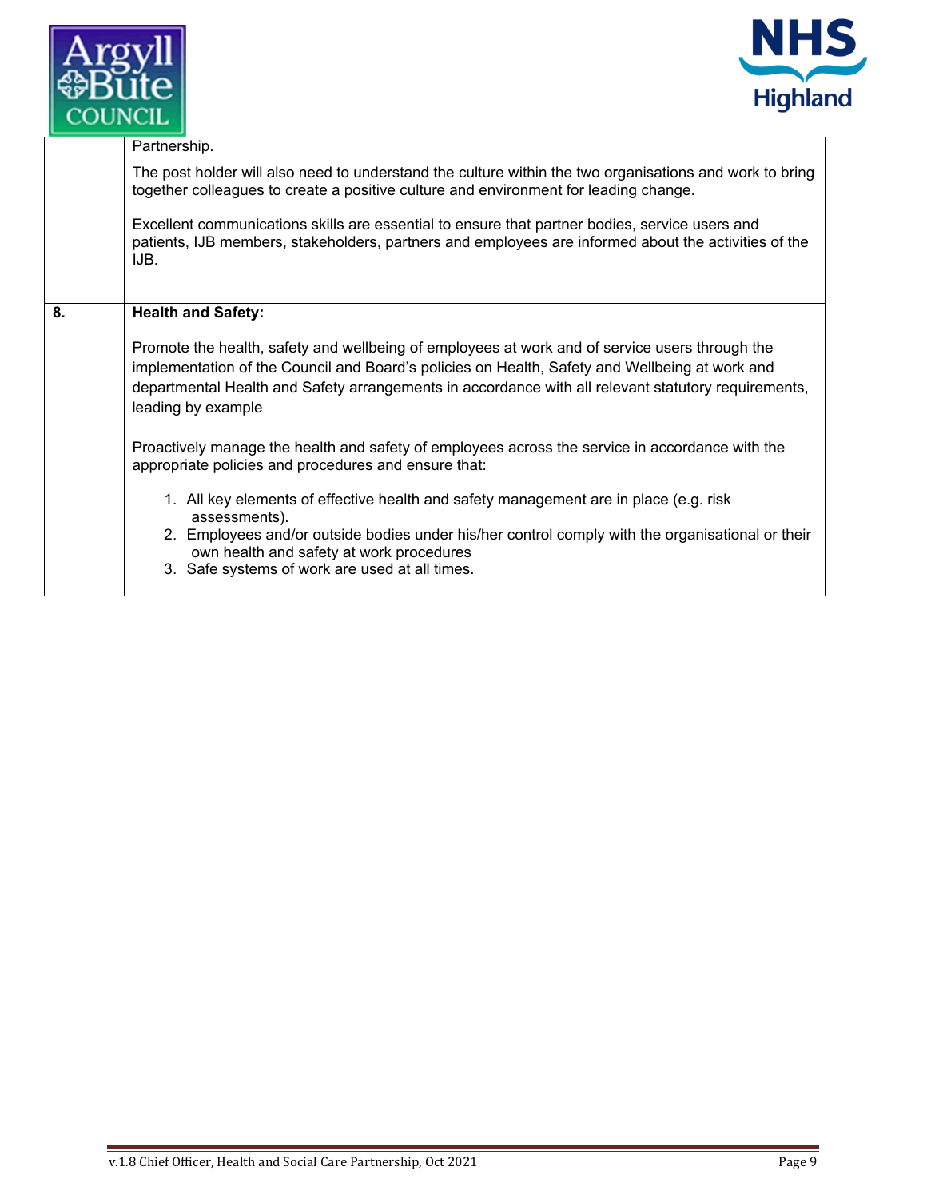| | |
|---|---|
| | Partnership.<br><br>The post holder will also need to understand the culture within the two organisations and work to bring together colleagues to create a positive culture and environment for leading change.<br><br>Excellent communications skills are essential to ensure that partner bodies, service users and patients, IJB members, stakeholders, partners and employees are informed about the activities of the IJB. |
| **8.** | **Health and Safety:**<br><br>Promote the health, safety and wellbeing of employees at work and of service users through the implementation of the Council and Board's policies on Health, Safety and Wellbeing at work and departmental Health and Safety arrangements in accordance with all relevant statutory requirements, leading by example<br><br>Proactively manage the health and safety of employees across the service in accordance with the appropriate policies and procedures and ensure that:<br><br>1. All key elements of effective health and safety management are in place (e.g. risk assessments).<br>2. Employees and/or outside bodies under his/her control comply with the organisational or their own health and safety at work procedures<br>3. Safe systems of work are used at all times. |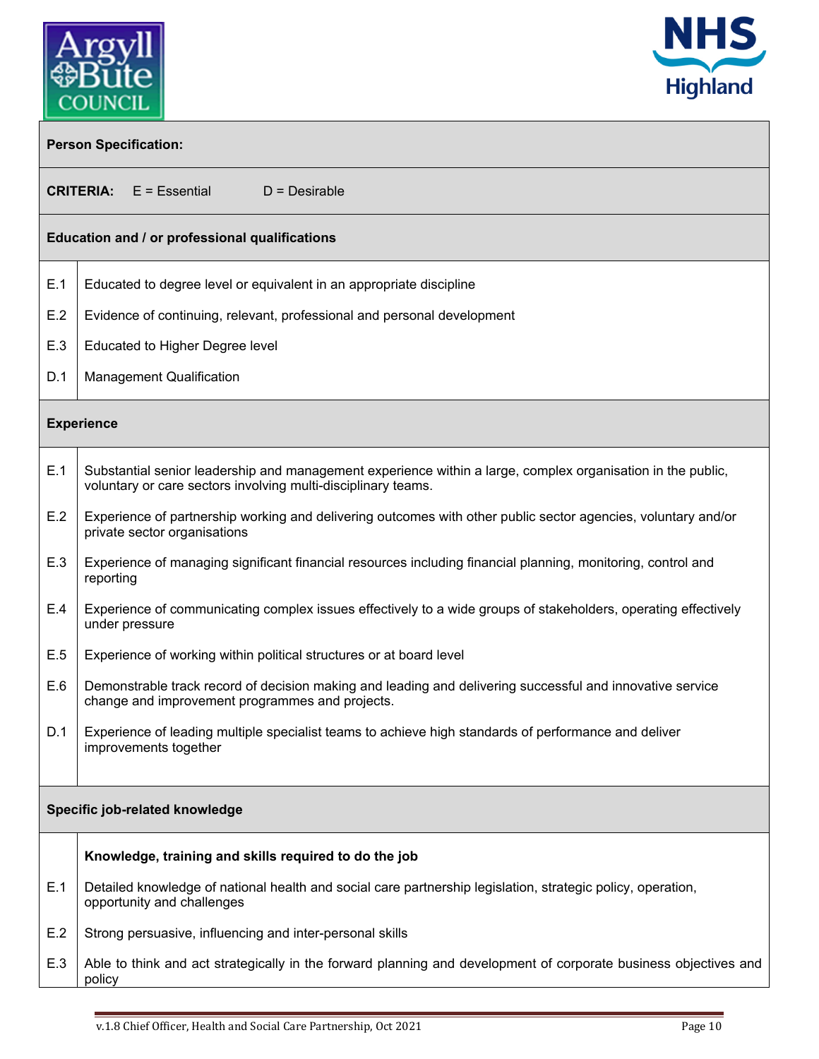**Person Specification:**

**CRITERIA:** E = Essential D = Desirable

**Education and / or professional qualifications**

| | |
|---|---|
| E.1 | Educated to degree level or equivalent in an appropriate discipline |
| E.2 | Evidence of continuing, relevant, professional and personal development |
| E.3 | Educated to Higher Degree level |
| D.1 | Management Qualification |

**Experience**

| | |
|---|---|
| E.1 | Substantial senior leadership and management experience within a large, complex organisation in the public, voluntary or care sectors involving multi-disciplinary teams. |
| E.2 | Experience of partnership working and delivering outcomes with other public sector agencies, voluntary and/or private sector organisations |
| E.3 | Experience of managing significant financial resources including financial planning, monitoring, control and reporting |
| E.4 | Experience of communicating complex issues effectively to a wide groups of stakeholders, operating effectively under pressure |
| E.5 | Experience of working within political structures or at board level |
| E.6 | Demonstrable track record of decision making and leading and delivering successful and innovative service change and improvement programmes and projects. |
| D.1 | Experience of leading multiple specialist teams to achieve high standards of performance and deliver improvements together |

**Specific job-related knowledge**

| | |
|---|---|
| | **Knowledge, training and skills required to do the job** |
| E.1 | Detailed knowledge of national health and social care partnership legislation, strategic policy, operation, opportunity and challenges |
| E.2 | Strong persuasive, influencing and inter-personal skills |
| E.3 | Able to think and act strategically in the forward planning and development of corporate business objectives and policy |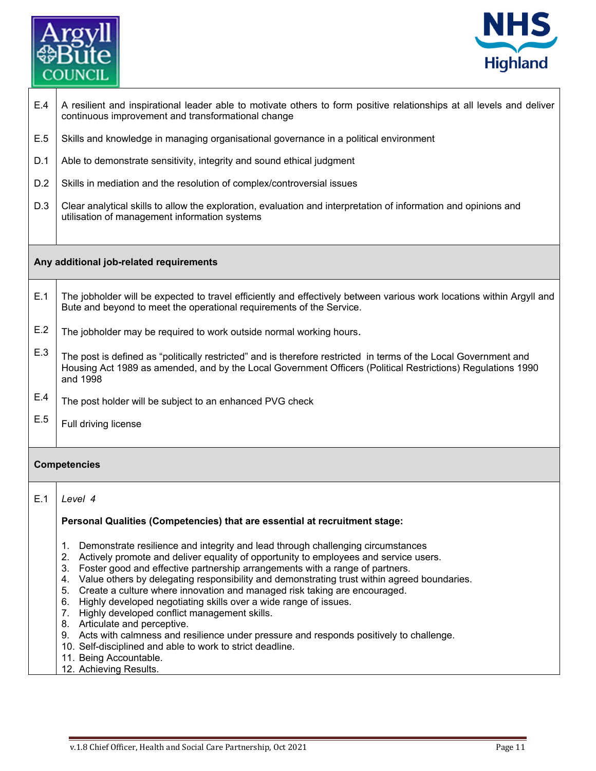| | |
|---|---|
| E.4 | A resilient and inspirational leader able to motivate others to form positive relationships at all levels and deliver continuous improvement and transformational change |
| E.5 | Skills and knowledge in managing organisational governance in a political environment |
| D.1 | Able to demonstrate sensitivity, integrity and sound ethical judgment |
| D.2 | Skills in mediation and the resolution of complex/controversial issues |
| D.3 | Clear analytical skills to allow the exploration, evaluation and interpretation of information and opinions and utilisation of management information systems |

**Any additional job-related requirements**

| | |
|---|---|
| E.1 | The jobholder will be expected to travel efficiently and effectively between various work locations within Argyll and Bute and beyond to meet the operational requirements of the Service. |
| E.2 | The jobholder may be required to work outside normal working hours. |
| E.3 | The post is defined as "politically restricted" and is therefore restricted in terms of the Local Government and Housing Act 1989 as amended, and by the Local Government Officers (Political Restrictions) Regulations 1990 and 1998 |
| E.4 | The post holder will be subject to an enhanced PVG check |
| E.5 | Full driving license |

**Competencies**

E.1 *Level 4*

**Personal Qualities (Competencies) that are essential at recruitment stage:**

1. Demonstrate resilience and integrity and lead through challenging circumstances
2. Actively promote and deliver equality of opportunity to employees and service users.
3. Foster good and effective partnership arrangements with a range of partners.
4. Value others by delegating responsibility and demonstrating trust within agreed boundaries.
5. Create a culture where innovation and managed risk taking are encouraged.
6. Highly developed negotiating skills over a wide range of issues.
7. Highly developed conflict management skills.
8. Articulate and perceptive.
9. Acts with calmness and resilience under pressure and responds positively to challenge.
10. Self-disciplined and able to work to strict deadline.
11. Being Accountable.
12. Achieving Results.